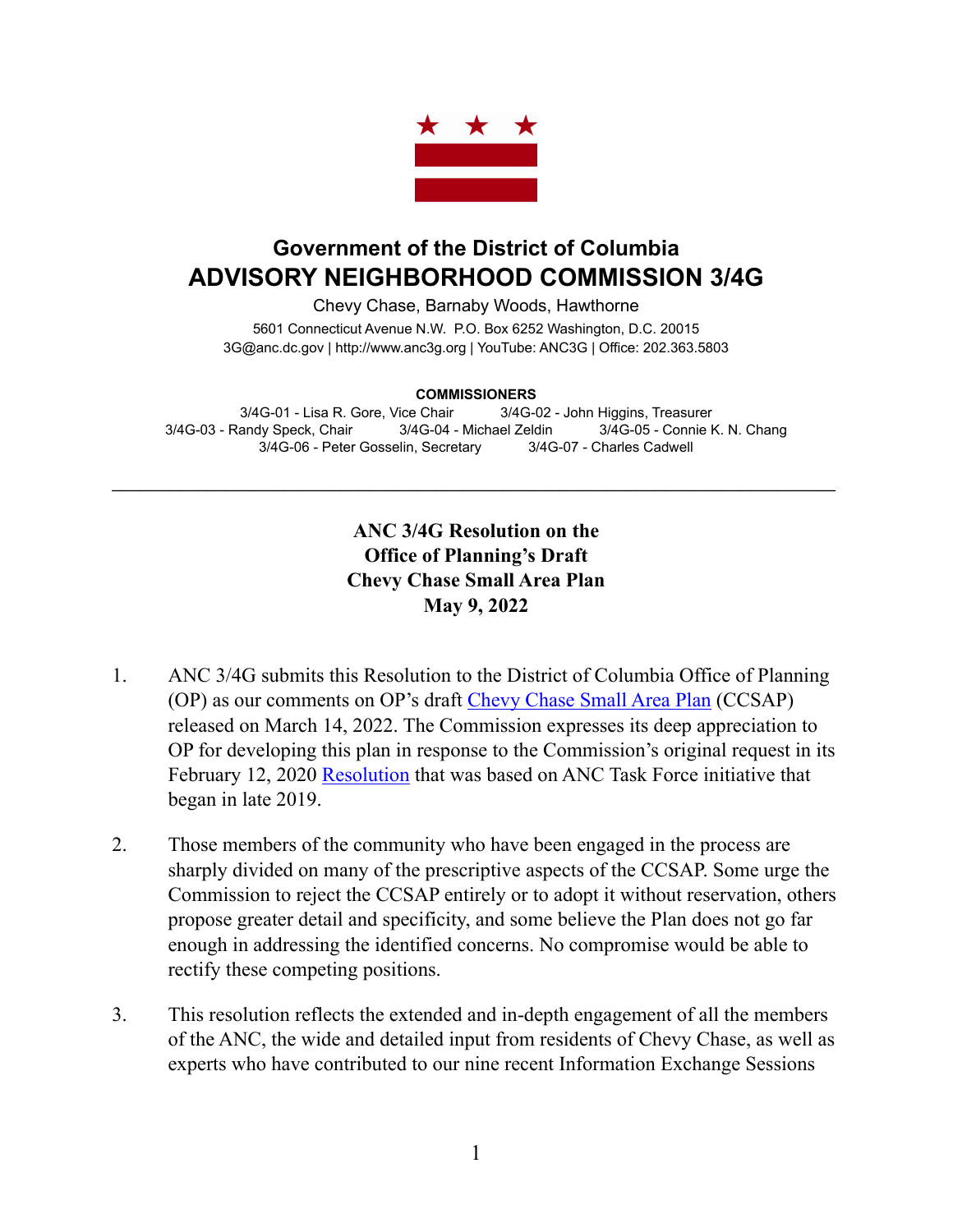## Government of the District of Columbia

# ADVISORY NEIGHBORHOOD COMMISSION 3/4G

Chevy Chase, Barnaby Woods, Hawthorne

5601 Connecticut Avenue N.W. P.O. Box 6252 Washington, D.C. 20015
3G@anc.dc.gov | http://www.anc3g.org | YouTube: ANC3G | Office: 202.363.5803

**COMMISSIONERS**

3/4G-01 - Lisa R. Gore, Vice Chair    3/4G-02 - John Higgins, Treasurer
3/4G-03 - Randy Speck, Chair    3/4G-04 - Michael Zeldin    3/4G-05 - Connie K. N. Chang
3/4G-06 - Peter Gosselin, Secretary    3/4G-07 - Charles Cadwell

---

**ANC 3/4G Resolution on the Office of Planning's Draft Chevy Chase Small Area Plan May 9, 2022**

1. ANC 3/4G submits this Resolution to the District of Columbia Office of Planning (OP) as our comments on OP's draft Chevy Chase Small Area Plan (CCSAP) released on March 14, 2022. The Commission expresses its deep appreciation to OP for developing this plan in response to the Commission's original request in its February 12, 2020 Resolution that was based on ANC Task Force initiative that began in late 2019.

2. Those members of the community who have been engaged in the process are sharply divided on many of the prescriptive aspects of the CCSAP. Some urge the Commission to reject the CCSAP entirely or to adopt it without reservation, others propose greater detail and specificity, and some believe the Plan does not go far enough in addressing the identified concerns. No compromise would be able to rectify these competing positions.

3. This resolution reflects the extended and in-depth engagement of all the members of the ANC, the wide and detailed input from residents of Chevy Chase, as well as experts who have contributed to our nine recent Information Exchange Sessions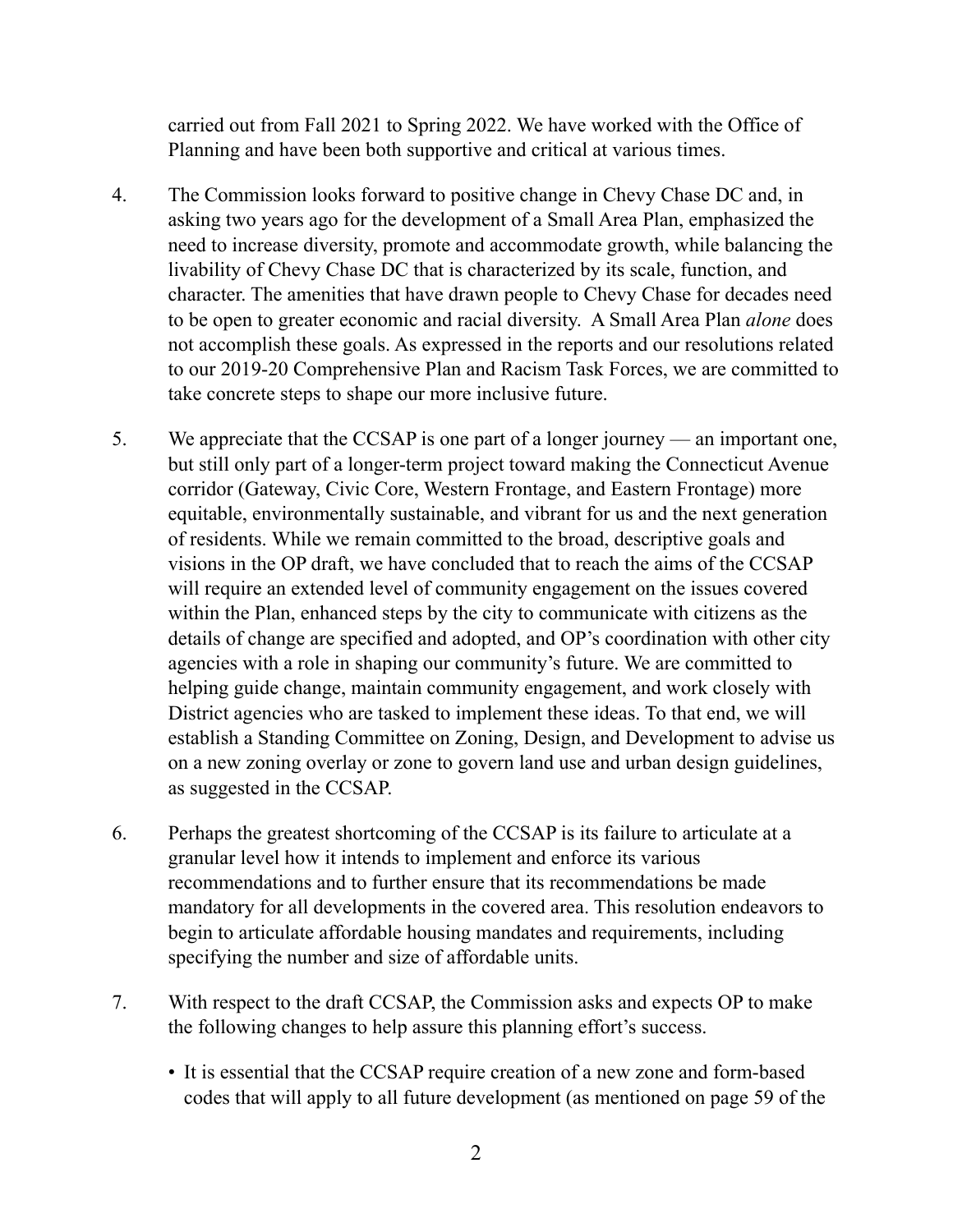carried out from Fall 2021 to Spring 2022. We have worked with the Office of Planning and have been both supportive and critical at various times.

4. The Commission looks forward to positive change in Chevy Chase DC and, in asking two years ago for the development of a Small Area Plan, emphasized the need to increase diversity, promote and accommodate growth, while balancing the livability of Chevy Chase DC that is characterized by its scale, function, and character. The amenities that have drawn people to Chevy Chase for decades need to be open to greater economic and racial diversity. A Small Area Plan *alone* does not accomplish these goals. As expressed in the reports and our resolutions related to our 2019-20 Comprehensive Plan and Racism Task Forces, we are committed to take concrete steps to shape our more inclusive future.

5. We appreciate that the CCSAP is one part of a longer journey — an important one, but still only part of a longer-term project toward making the Connecticut Avenue corridor (Gateway, Civic Core, Western Frontage, and Eastern Frontage) more equitable, environmentally sustainable, and vibrant for us and the next generation of residents. While we remain committed to the broad, descriptive goals and visions in the OP draft, we have concluded that to reach the aims of the CCSAP will require an extended level of community engagement on the issues covered within the Plan, enhanced steps by the city to communicate with citizens as the details of change are specified and adopted, and OP's coordination with other city agencies with a role in shaping our community's future. We are committed to helping guide change, maintain community engagement, and work closely with District agencies who are tasked to implement these ideas. To that end, we will establish a Standing Committee on Zoning, Design, and Development to advise us on a new zoning overlay or zone to govern land use and urban design guidelines, as suggested in the CCSAP.

6. Perhaps the greatest shortcoming of the CCSAP is its failure to articulate at a granular level how it intends to implement and enforce its various recommendations and to further ensure that its recommendations be made mandatory for all developments in the covered area. This resolution endeavors to begin to articulate affordable housing mandates and requirements, including specifying the number and size of affordable units.

7. With respect to the draft CCSAP, the Commission asks and expects OP to make the following changes to help assure this planning effort's success.

    - It is essential that the CCSAP require creation of a new zone and form-based codes that will apply to all future development (as mentioned on page 59 of the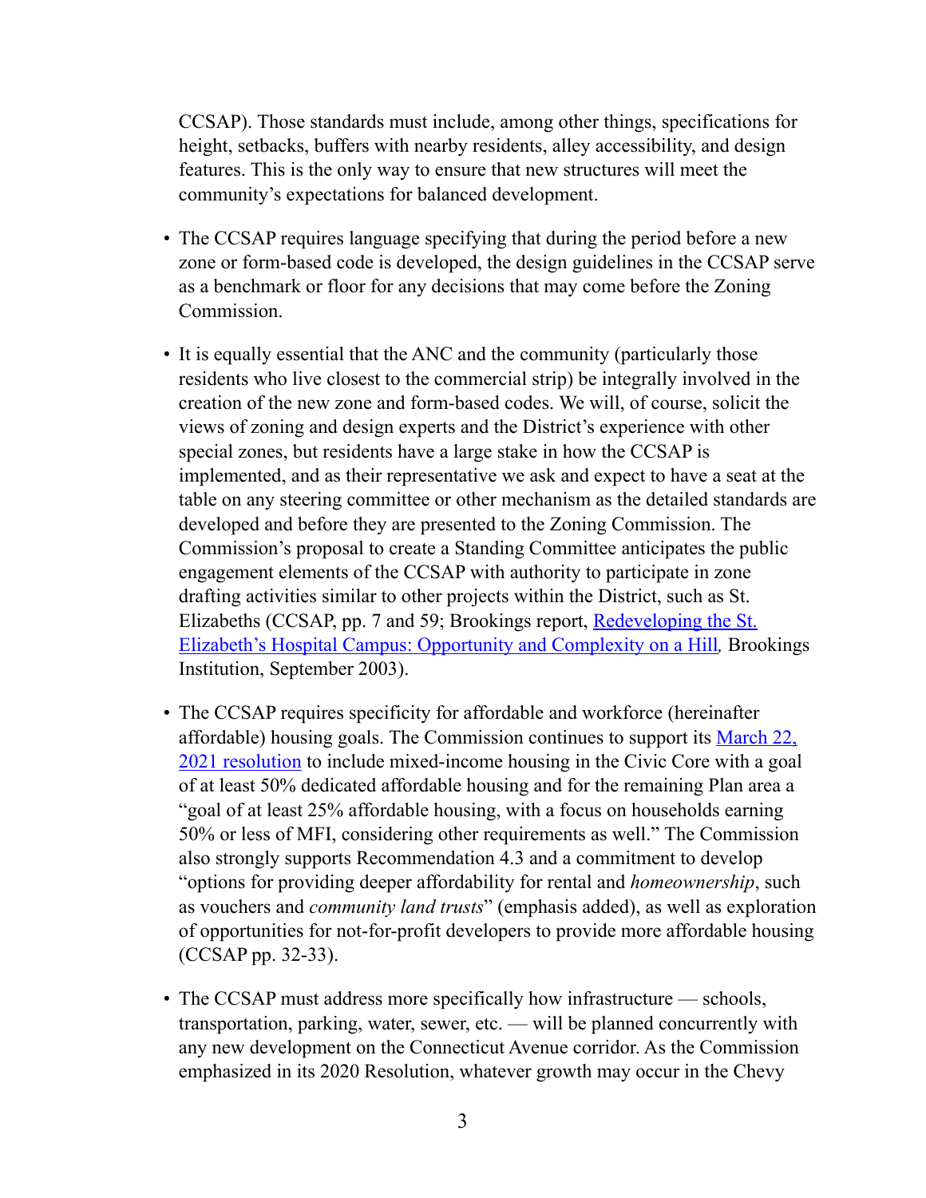CCSAP). Those standards must include, among other things, specifications for height, setbacks, buffers with nearby residents, alley accessibility, and design features. This is the only way to ensure that new structures will meet the community's expectations for balanced development.

- The CCSAP requires language specifying that during the period before a new zone or form-based code is developed, the design guidelines in the CCSAP serve as a benchmark or floor for any decisions that may come before the Zoning Commission.

- It is equally essential that the ANC and the community (particularly those residents who live closest to the commercial strip) be integrally involved in the creation of the new zone and form-based codes. We will, of course, solicit the views of zoning and design experts and the District's experience with other special zones, but residents have a large stake in how the CCSAP is implemented, and as their representative we ask and expect to have a seat at the table on any steering committee or other mechanism as the detailed standards are developed and before they are presented to the Zoning Commission. The Commission's proposal to create a Standing Committee anticipates the public engagement elements of the CCSAP with authority to participate in zone drafting activities similar to other projects within the District, such as St. Elizabeths (CCSAP, pp. 7 and 59; Brookings report, Redeveloping the St. Elizabeth's Hospital Campus: Opportunity and Complexity on a Hill*,* Brookings Institution, September 2003).

- The CCSAP requires specificity for affordable and workforce (hereinafter affordable) housing goals. The Commission continues to support its March 22, 2021 resolution to include mixed-income housing in the Civic Core with a goal of at least 50% dedicated affordable housing and for the remaining Plan area a "goal of at least 25% affordable housing, with a focus on households earning 50% or less of MFI, considering other requirements as well." The Commission also strongly supports Recommendation 4.3 and a commitment to develop "options for providing deeper affordability for rental and *homeownership*, such as vouchers and *community land trusts*" (emphasis added), as well as exploration of opportunities for not-for-profit developers to provide more affordable housing (CCSAP pp. 32-33).

- The CCSAP must address more specifically how infrastructure — schools, transportation, parking, water, sewer, etc. — will be planned concurrently with any new development on the Connecticut Avenue corridor. As the Commission emphasized in its 2020 Resolution, whatever growth may occur in the Chevy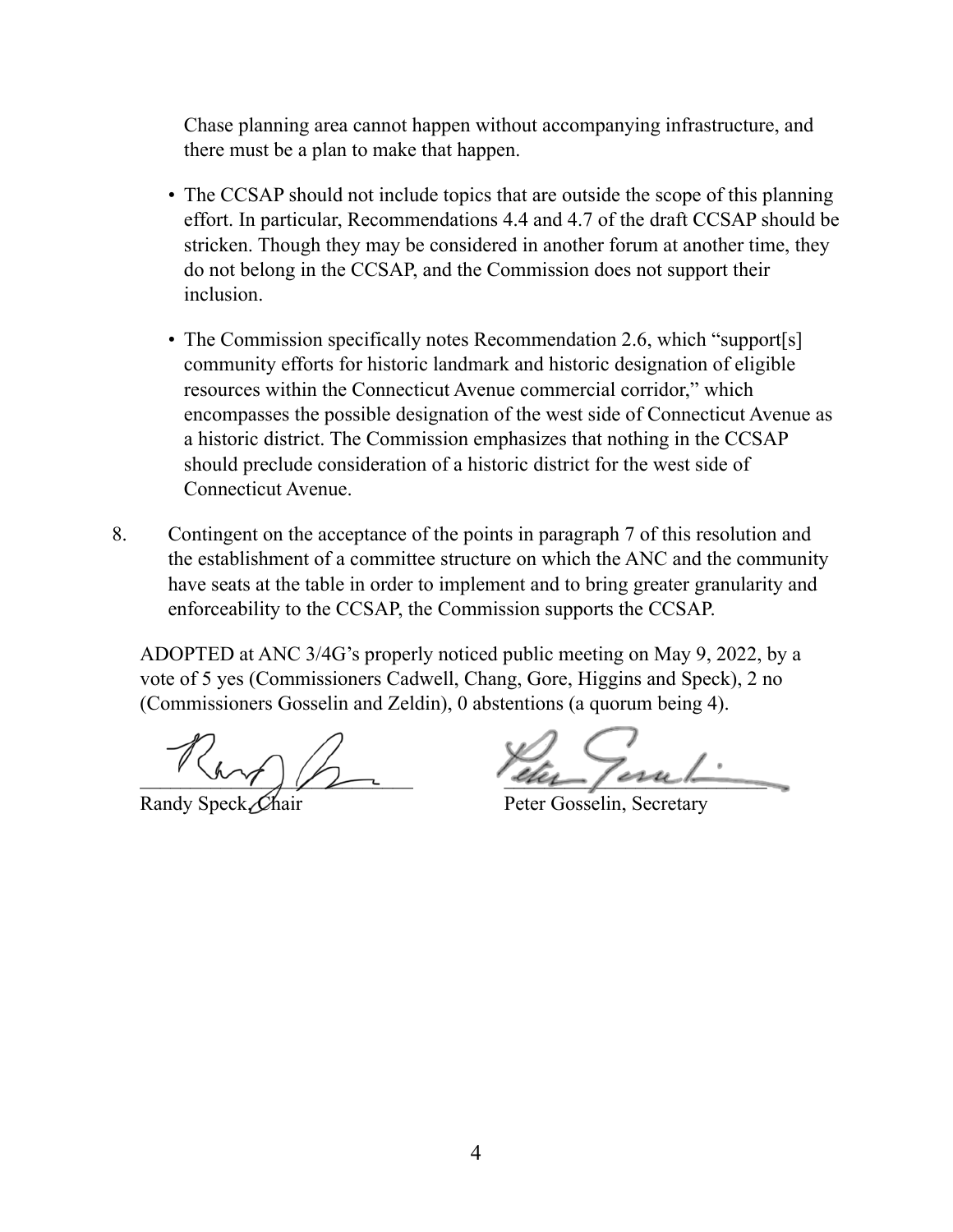Chase planning area cannot happen without accompanying infrastructure, and there must be a plan to make that happen.

- The CCSAP should not include topics that are outside the scope of this planning effort. In particular, Recommendations 4.4 and 4.7 of the draft CCSAP should be stricken. Though they may be considered in another forum at another time, they do not belong in the CCSAP, and the Commission does not support their inclusion.

- The Commission specifically notes Recommendation 2.6, which "support[s] community efforts for historic landmark and historic designation of eligible resources within the Connecticut Avenue commercial corridor," which encompasses the possible designation of the west side of Connecticut Avenue as a historic district. The Commission emphasizes that nothing in the CCSAP should preclude consideration of a historic district for the west side of Connecticut Avenue.

8. Contingent on the acceptance of the points in paragraph 7 of this resolution and the establishment of a committee structure on which the ANC and the community have seats at the table in order to implement and to bring greater granularity and enforceability to the CCSAP, the Commission supports the CCSAP.

ADOPTED at ANC 3/4G's properly noticed public meeting on May 9, 2022, by a vote of 5 yes (Commissioners Cadwell, Chang, Gore, Higgins and Speck), 2 no (Commissioners Gosselin and Zeldin), 0 abstentions (a quorum being 4).

Randy Speck, Chair

Peter Gosselin, Secretary